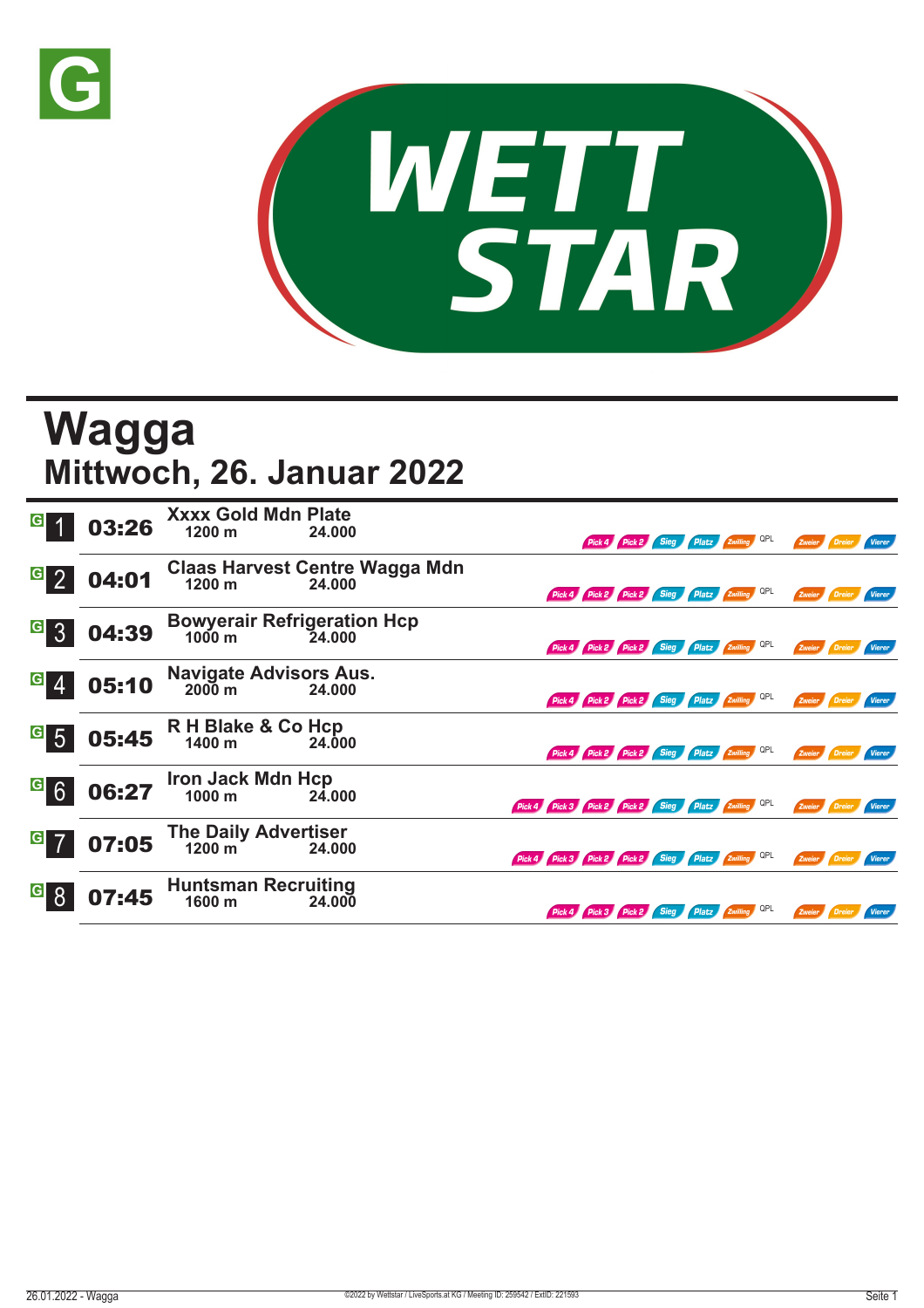# Wagga

## Mittwoch, 26. Januar 2022

| Nr. | Zeit | Rennen | Distanz | Preisgeld | Wetten |
|---|---|---|---|---|---|
| 1 | 03:26 | Xxxx Gold Mdn Plate | 1200 m | 24.000 | Pick 4, Pick 2, Sieg, Platz, Zwilling, QPL, Zweier, Dreier, Vierer |
| 2 | 04:01 | Claas Harvest Centre Wagga Mdn | 1200 m | 24.000 | Pick 4, Pick 2, Pick 2, Sieg, Platz, Zwilling, QPL, Zweier, Dreier, Vierer |
| 3 | 04:39 | Bowyerair Refrigeration Hcp | 1000 m | 24.000 | Pick 4, Pick 2, Pick 2, Sieg, Platz, Zwilling, QPL, Zweier, Dreier, Vierer |
| 4 | 05:10 | Navigate Advisors Aus. | 2000 m | 24.000 | Pick 4, Pick 2, Pick 2, Sieg, Platz, Zwilling, QPL, Zweier, Dreier, Vierer |
| 5 | 05:45 | R H Blake & Co Hcp | 1400 m | 24.000 | Pick 4, Pick 2, Pick 2, Sieg, Platz, Zwilling, QPL, Zweier, Dreier, Vierer |
| 6 | 06:27 | Iron Jack Mdn Hcp | 1000 m | 24.000 | Pick 4, Pick 3, Pick 2, Pick 2, Sieg, Platz, Zwilling, QPL, Zweier, Dreier, Vierer |
| 7 | 07:05 | The Daily Advertiser | 1200 m | 24.000 | Pick 4, Pick 3, Pick 2, Pick 2, Sieg, Platz, Zwilling, QPL, Zweier, Dreier, Vierer |
| 8 | 07:45 | Huntsman Recruiting | 1600 m | 24.000 | Pick 4, Pick 3, Pick 2, Sieg, Platz, Zwilling, QPL, Zweier, Dreier, Vierer |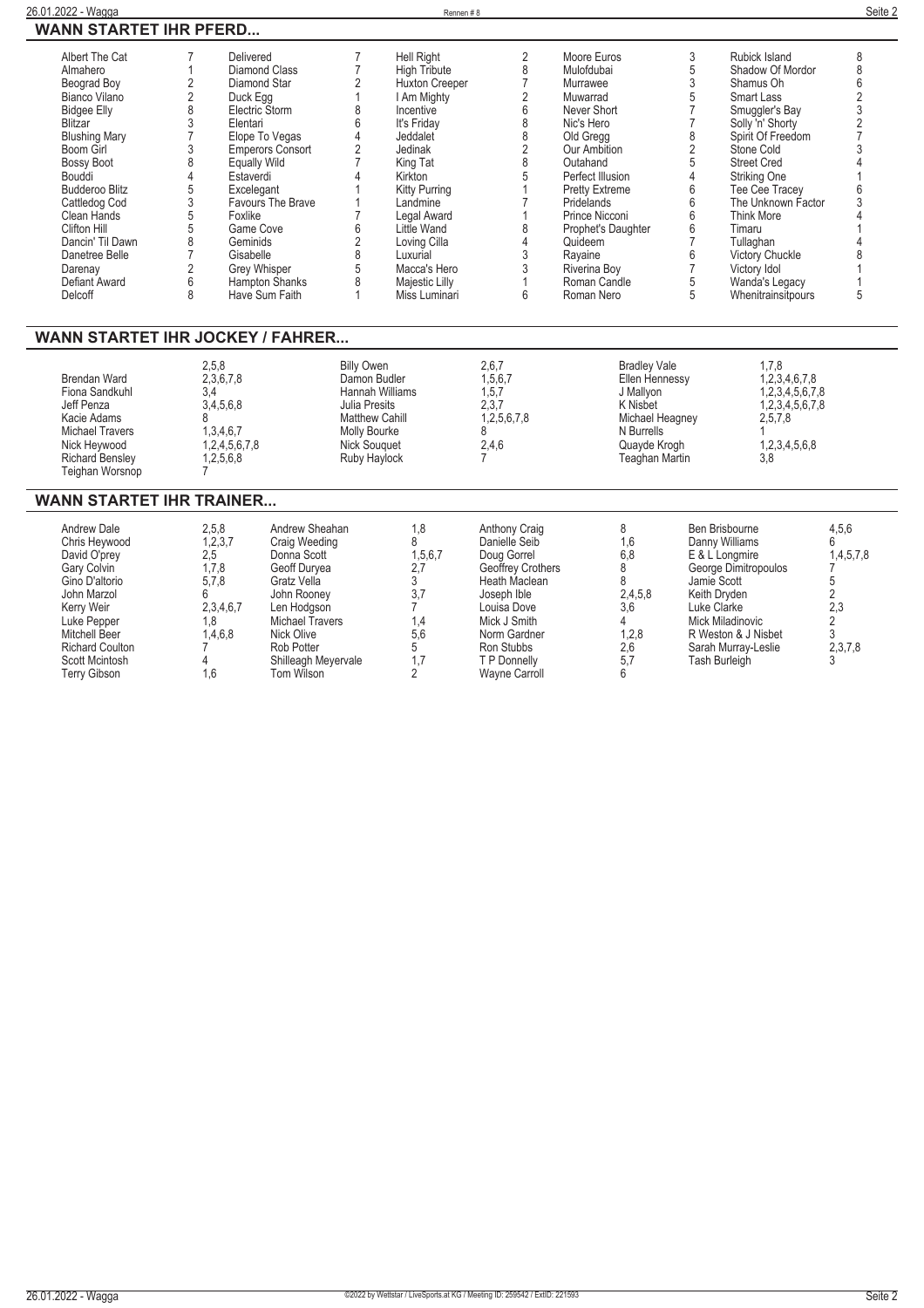## WANN STARTET IHR PFERD...

| Pferd | Rennen | Pferd | Rennen | Pferd | Rennen | Pferd | Rennen | Pferd | Rennen |
|---|---|---|---|---|---|---|---|---|---|
| Albert The Cat | 7 | Delivered | 7 | Hell Right | 2 | Moore Euros | 3 | Rubick Island | 8 |
| Almahero | 1 | Diamond Class | 7 | High Tribute | 8 | Mulofdubai | 5 | Shadow Of Mordor | 8 |
| Beograd Boy | 2 | Diamond Star | 2 | Huxton Creeper | 7 | Murrawee | 3 | Shamus Oh | 6 |
| Bianco Vilano | 2 | Duck Egg | 1 | I Am Mighty | 2 | Muwarrad | 5 | Smart Lass | 2 |
| Bidgee Elly | 8 | Electric Storm | 8 | Incentive | 6 | Never Short | 7 | Smuggler's Bay | 3 |
| Blitzar | 3 | Elentari | 6 | It's Friday | 8 | Nic's Hero | 7 | Solly 'n' Shorty | 2 |
| Blushing Mary | 7 | Elope To Vegas | 4 | Jeddalet | 8 | Old Gregg | 8 | Spirit Of Freedom | 7 |
| Boom Girl | 3 | Emperors Consort | 2 | Jedinak | 2 | Our Ambition | 2 | Stone Cold | 3 |
| Bossy Boot | 8 | Equally Wild | 7 | King Tat | 8 | Outahand | 5 | Street Cred | 4 |
| Bouddi | 4 | Estaverdi | 4 | Kirkton | 5 | Perfect Illusion | 4 | Striking One | 1 |
| Budderoo Blitz | 5 | Excelegant | 1 | Kitty Purring | 1 | Pretty Extreme | 6 | Tee Cee Tracey | 6 |
| Cattledog Cod | 3 | Favours The Brave | 1 | Landmine | 7 | Pridelands | 6 | The Unknown Factor | 3 |
| Clean Hands | 5 | Foxlike | 7 | Legal Award | 1 | Prince Nicconi | 6 | Think More | 4 |
| Clifton Hill | 5 | Game Cove | 6 | Little Wand | 8 | Prophet's Daughter | 6 | Timaru | 1 |
| Dancin' Til Dawn | 8 | Geminids | 2 | Loving Cilla | 4 | Quideem | 7 | Tullaghan | 4 |
| Danetree Belle | 7 | Gisabelle | 8 | Luxurial | 3 | Rayaine | 6 | Victory Chuckle | 8 |
| Darenay | 2 | Grey Whisper | 5 | Macca's Hero | 3 | Riverina Boy | 7 | Victory Idol | 1 |
| Defiant Award | 6 | Hampton Shanks | 8 | Majestic Lilly | 1 | Roman Candle | 5 | Wanda's Legacy | 1 |
| Delcoff | 8 | Have Sum Faith | 1 | Miss Luminari | 6 | Roman Nero | 5 | Whenitrainsitpours | 5 |

## WANN STARTET IHR JOCKEY / FAHRER...

| Jockey | Rennen | Jockey | Rennen | Jockey | Rennen |
|---|---|---|---|---|---|
| | 2,5,8 | Billy Owen | 2,6,7 | Bradley Vale | 1,7,8 |
| Brendan Ward | 2,3,6,7,8 | Damon Budler | 1,5,6,7 | Ellen Hennessy | 1,2,3,4,6,7,8 |
| Fiona Sandkuhl | 3,4 | Hannah Williams | 1,5,7 | J Mallyon | 1,2,3,4,5,6,7,8 |
| Jeff Penza | 3,4,5,6,8 | Julia Presits | 2,3,7 | K Nisbet | 1,2,3,4,5,6,7,8 |
| Kacie Adams | 8 | Matthew Cahill | 1,2,5,6,7,8 | Michael Heagney | 2,5,7,8 |
| Michael Travers | 1,3,4,6,7 | Molly Bourke | 8 | N Burrells | 1 |
| Nick Heywood | 1,2,4,5,6,7,8 | Nick Souquet | 2,4,6 | Quayde Krogh | 1,2,3,4,5,6,8 |
| Richard Bensley | 1,2,5,6,8 | Ruby Haylock | 7 | Teaghan Martin | 3,8 |
| Teighan Worsnop | 7 | | | | |

## WANN STARTET IHR TRAINER...

| Trainer | Rennen | Trainer | Rennen | Trainer | Rennen | Trainer | Rennen | Trainer | Rennen |
|---|---|---|---|---|---|---|---|---|---|
| Andrew Dale | 2,5,8 | Andrew Sheahan | 1,8 | Anthony Craig | 8 | Ben Brisbourne | 4,5,6 | | |
| Chris Heywood | 1,2,3,7 | Craig Weeding | 8 | Danielle Seib | 1,6 | Danny Williams | 6 | | |
| David O'prey | 2,5 | Donna Scott | 1,5,6,7 | Doug Gorrel | 6,8 | E & L Longmire | 1,4,5,7,8 | | |
| Gary Colvin | 1,7,8 | Geoff Duryea | 2,7 | Geoffrey Crothers | 8 | George Dimitropoulos | 7 | | |
| Gino D'altorio | 5,7,8 | Gratz Vella | 3 | Heath Maclean | 8 | Jamie Scott | 5 | | |
| John Marzol | 6 | John Rooney | 3,7 | Joseph Ible | 2,4,5,8 | Keith Dryden | 2 | | |
| Kerry Weir | 2,3,4,6,7 | Len Hodgson | 7 | Louisa Dove | 3,6 | Luke Clarke | 2,3 | | |
| Luke Pepper | 1,8 | Michael Travers | 1,4 | Mick J Smith | 4 | Mick Miladinovic | 2 | | |
| Mitchell Beer | 1,4,6,8 | Nick Olive | 5,6 | Norm Gardner | 1,2,8 | R Weston & J Nisbet | 3 | | |
| Richard Coulton | 7 | Rob Potter | 5 | Ron Stubbs | 2,6 | Sarah Murray-Leslie | 2,3,7,8 | | |
| Scott Mcintosh | 4 | Shilleagh Meyervale | 1,7 | T P Donnelly | 5,7 | Tash Burleigh | 3 | | |
| Terry Gibson | 1,6 | Tom Wilson | 2 | Wayne Carroll | 6 | | | | |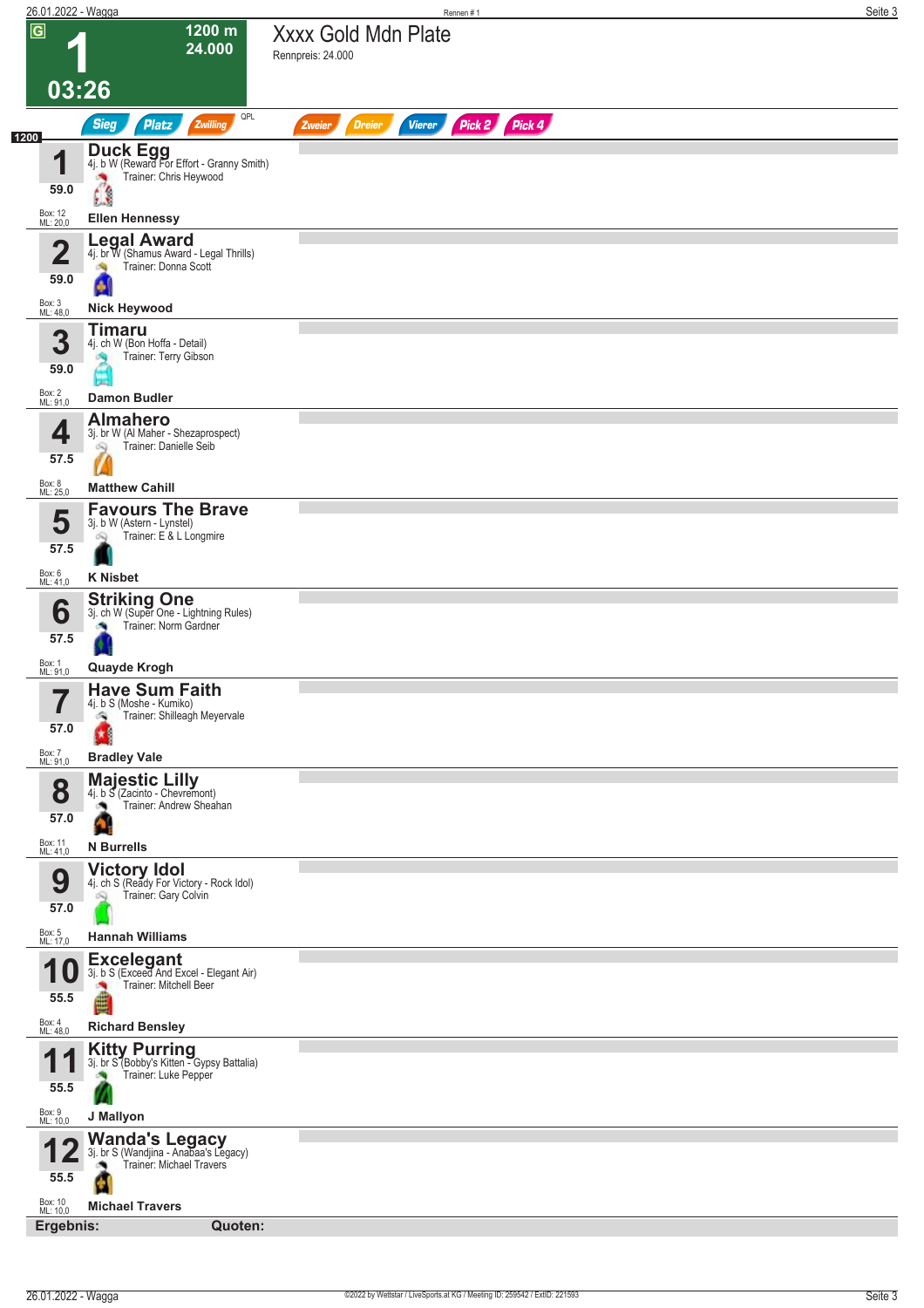# 1 — Xxxx Gold Mdn Plate

G | 1200 m | 24.000 | 03:26

Rennpreis: 24.000

Sieg | Platz | Zwilling | QPL | Zweier | Dreier | Vierer | Pick 2 | Pick 4

1200

| Nr. | Gewicht | Pferd | Abstammung | Trainer | Jockey | Box | ML |
|---|---|---|---|---|---|---|---|
| 1 | 59.0 | **Duck Egg** | 4j. b W (Reward For Effort - Granny Smith) | Chris Heywood | Ellen Hennessy | 12 | 20,0 |
| 2 | 59.0 | **Legal Award** | 4j. br W (Shamus Award - Legal Thrills) | Donna Scott | Nick Heywood | 3 | 48,0 |
| 3 | 59.0 | **Timaru** | 4j. ch W (Bon Hoffa - Detail) | Terry Gibson | Damon Budler | 2 | 91,0 |
| 4 | 57.5 | **Almahero** | 3j. br W (Al Maher - Shezaprospect) | Danielle Seib | Matthew Cahill | 8 | 25,0 |
| 5 | 57.5 | **Favours The Brave** | 3j. b W (Astern - Lynstel) | E & L Longmire | K Nisbet | 6 | 41,0 |
| 6 | 57.5 | **Striking One** | 3j. ch W (Super One - Lightning Rules) | Norm Gardner | Quayde Krogh | 1 | 91,0 |
| 7 | 57.0 | **Have Sum Faith** | 4j. b S (Moshe - Kumiko) | Shilleagh Meyervale | Bradley Vale | 7 | 91,0 |
| 8 | 57.0 | **Majestic Lilly** | 4j. b S (Zacinto - Chevremont) | Andrew Sheahan | N Burrells | 11 | 41,0 |
| 9 | 57.0 | **Victory Idol** | 4j. ch S (Ready For Victory - Rock Idol) | Gary Colvin | Hannah Williams | 5 | 17,0 |
| 10 | 55.5 | **Excelegant** | 3j. b S (Exceed And Excel - Elegant Air) | Mitchell Beer | Richard Bensley | 4 | 48,0 |
| 11 | 55.5 | **Kitty Purring** | 3j. br S (Bobby's Kitten - Gypsy Battalia) | Luke Pepper | J Mallyon | 9 | 10,0 |
| 12 | 55.5 | **Wanda's Legacy** | 3j. br S (Wandjina - Anabaa's Legacy) | Michael Travers | Michael Travers | 10 | 10,0 |

**Ergebnis:** **Quoten:**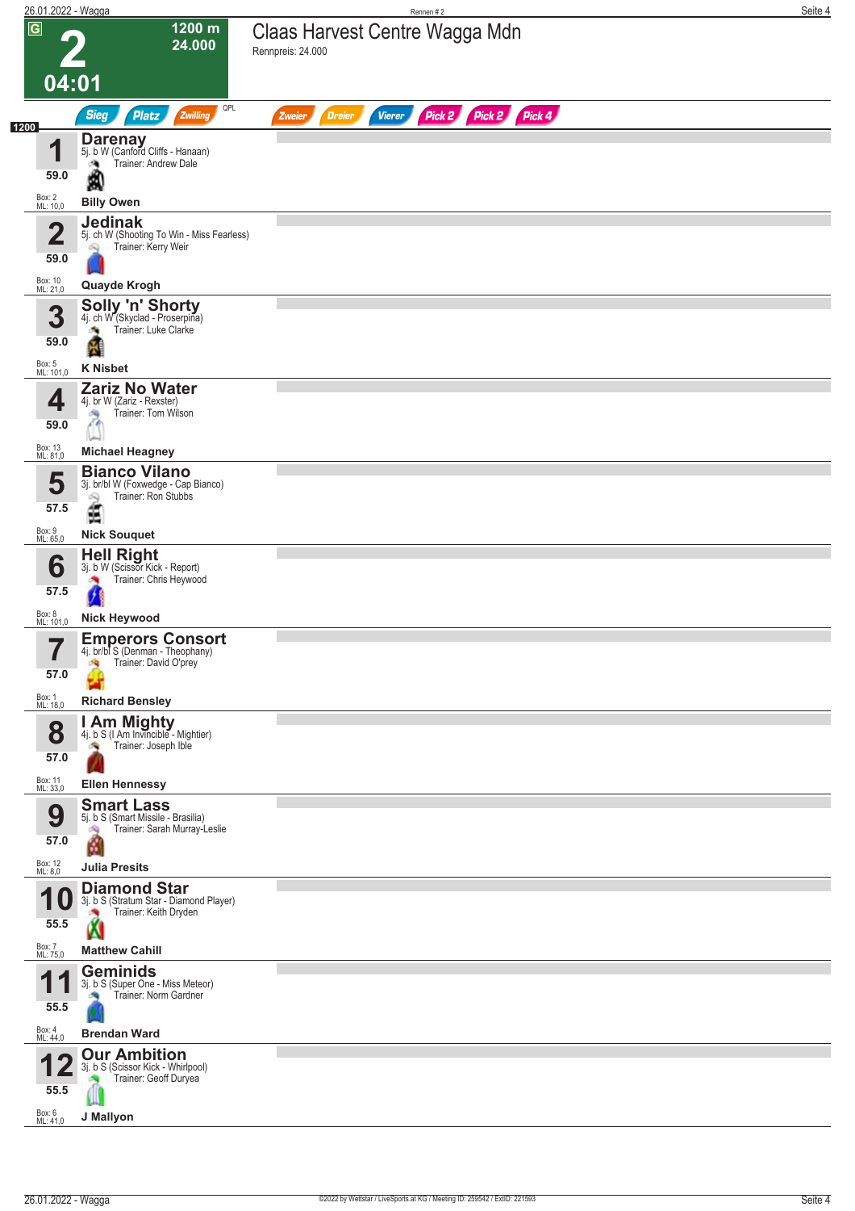# 2 — Claas Harvest Centre Wagga Mdn

G | 1200 m | 24.000 | 04:01

Rennpreis: 24.000

Sieg | Platz | Zwilling | QPL | Zweier | Dreier | Vierer | Pick 2 | Pick 2 | Pick 4

1200

| Nr. | Pferd | Details | Trainer | Gewicht | Jockey | Box | ML |
|---|---|---|---|---|---|---|---|
| 1 | **Darenay** | 5j. b W (Canford Cliffs - Hanaan) | Andrew Dale | 59.0 | Billy Owen | 2 | 10,0 |
| 2 | **Jedinak** | 5j. ch W (Shooting To Win - Miss Fearless) | Kerry Weir | 59.0 | Quayde Krogh | 10 | 21,0 |
| 3 | **Solly 'n' Shorty** | 4j. ch W (Skyclad - Proserpina) | Luke Clarke | 59.0 | K Nisbet | 5 | 101,0 |
| 4 | **Zariz No Water** | 4j. br W (Zariz - Rexster) | Tom Wilson | 59.0 | Michael Heagney | 13 | 81,0 |
| 5 | **Bianco Vilano** | 3j. br/bl W (Foxwedge - Cap Bianco) | Ron Stubbs | 57.5 | Nick Souquet | 9 | 65,0 |
| 6 | **Hell Right** | 3j. b W (Scissor Kick - Report) | Chris Heywood | 57.5 | Nick Heywood | 8 | 101,0 |
| 7 | **Emperors Consort** | 4j. br/bl S (Denman - Theophany) | David O'prey | 57.0 | Richard Bensley | 1 | 18,0 |
| 8 | **I Am Mighty** | 4j. b S (I Am Invincible - Mightier) | Joseph Ible | 57.0 | Ellen Hennessy | 11 | 33,0 |
| 9 | **Smart Lass** | 5j. b S (Smart Missile - Brasilia) | Sarah Murray-Leslie | 57.0 | Julia Presits | 12 | 8,0 |
| 10 | **Diamond Star** | 3j. b S (Stratum Star - Diamond Player) | Keith Dryden | 55.5 | Matthew Cahill | 7 | 75,0 |
| 11 | **Geminids** | 3j. b S (Super One - Miss Meteor) | Norm Gardner | 55.5 | Brendan Ward | 4 | 44,0 |
| 12 | **Our Ambition** | 3j. b S (Scissor Kick - Whirlpool) | Geoff Duryea | 55.5 | J Mallyon | 6 | 41,0 |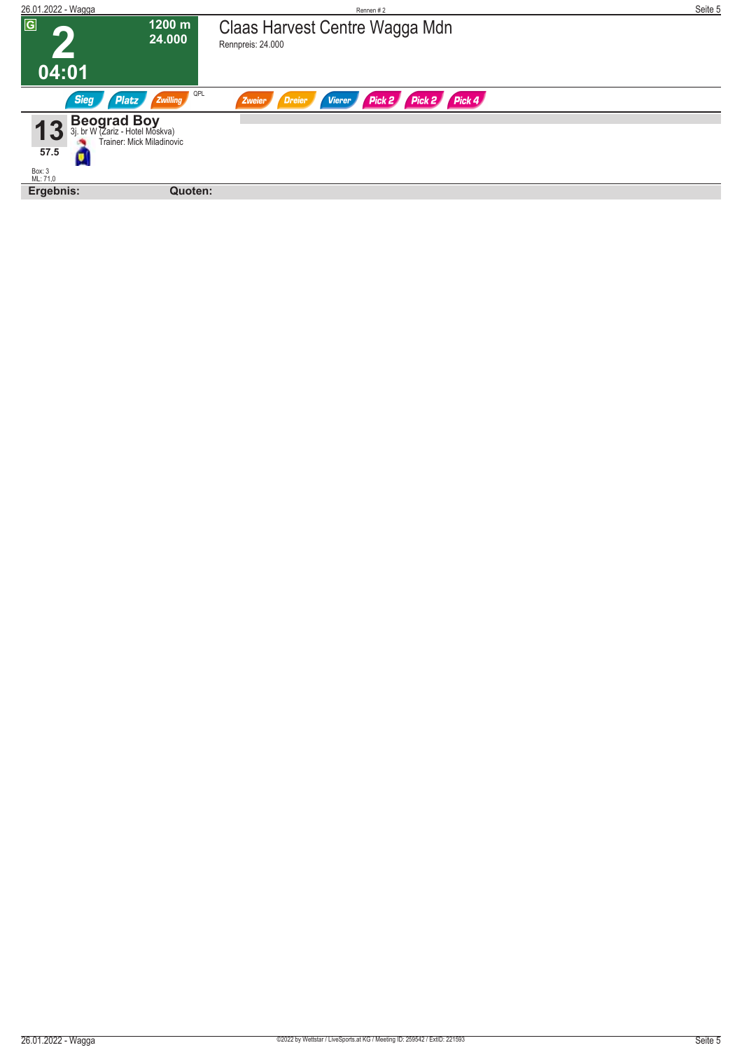**G**

# 2

**1200 m**
**24.000**

**04:01**

## Claas Harvest Centre Wagga Mdn

Rennpreis: 24.000

Sieg | Platz | Zwilling | QPL | Zweier | Dreier | Vierer | Pick 2 | Pick 2 | Pick 4

**13** **Beograd Boy**
3j. br W (Zariz - Hotel Moskva)
Trainer: Mick Miladinovic

57.5

Box: 3
ML: 71,0

**Ergebnis:** **Quoten:**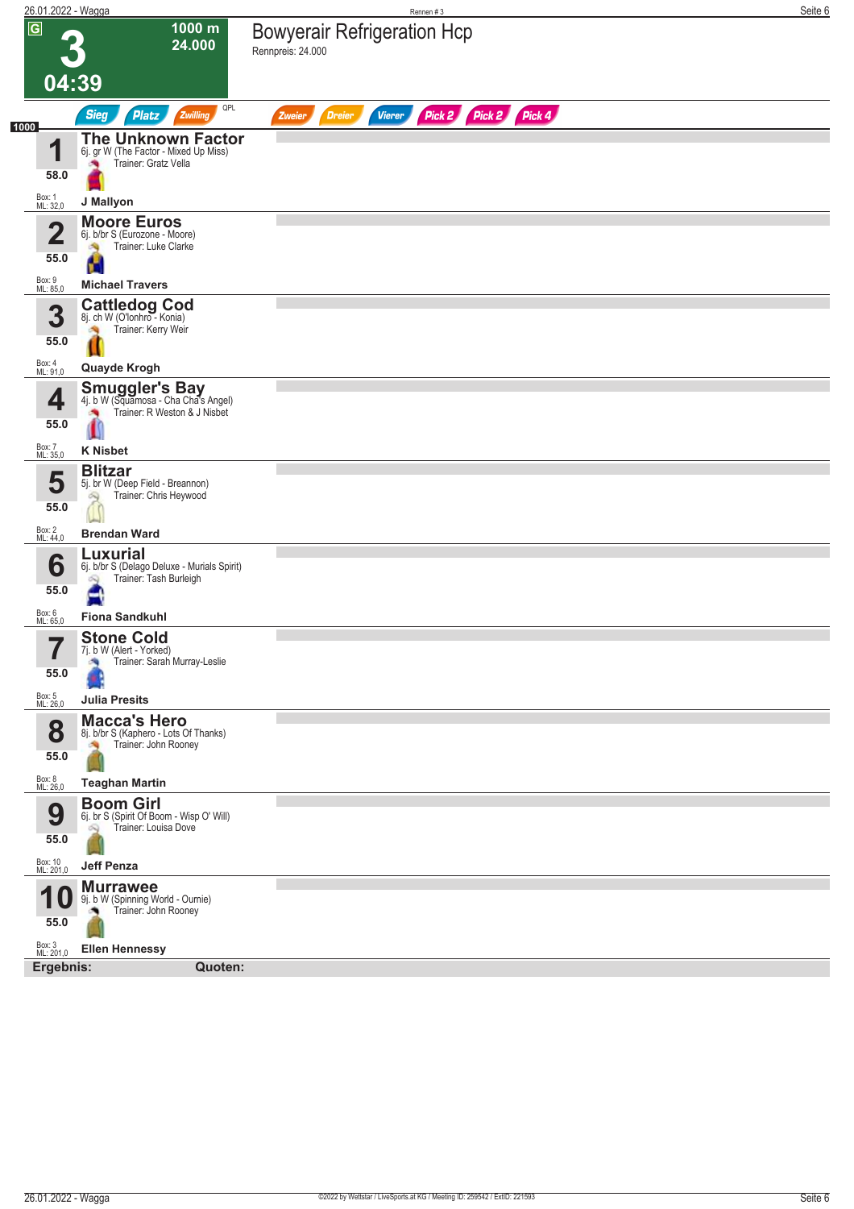# Bowyerair Refrigeration Hcp

Rennpreis: 24.000

**G** **3** 1000 m 24.000 **04:39**

Sieg | Platz | Zwilling | QPL | Zweier | Dreier | Vierer | Pick 2 | Pick 2 | Pick 4

**1000**

| Nr. | Pferd | Gewicht | Box / ML | Jockey |
|---|---|---|---|---|
| 1 | **The Unknown Factor** 6j. gr W (The Factor - Mixed Up Miss) Trainer: Gratz Vella | 58.0 | Box: 1 ML: 32,0 | J Mallyon |
| 2 | **Moore Euros** 6j. b/br S (Eurozone - Moore) Trainer: Luke Clarke | 55.0 | Box: 9 ML: 85,0 | Michael Travers |
| 3 | **Cattledog Cod** 8j. ch W (O'lonhro - Konia) Trainer: Kerry Weir | 55.0 | Box: 4 ML: 91,0 | Quayde Krogh |
| 4 | **Smuggler's Bay** 4j. b W (Squamosa - Cha Cha's Angel) Trainer: R Weston & J Nisbet | 55.0 | Box: 7 ML: 35,0 | K Nisbet |
| 5 | **Blitzar** 5j. br W (Deep Field - Breannon) Trainer: Chris Heywood | 55.0 | Box: 2 ML: 44,0 | Brendan Ward |
| 6 | **Luxurial** 6j. b/br S (Delago Deluxe - Murials Spirit) Trainer: Tash Burleigh | 55.0 | Box: 6 ML: 65,0 | Fiona Sandkuhl |
| 7 | **Stone Cold** 7j. b W (Alert - Yorked) Trainer: Sarah Murray-Leslie | 55.0 | Box: 5 ML: 26,0 | Julia Presits |
| 8 | **Macca's Hero** 8j. b/br S (Kaphero - Lots Of Thanks) Trainer: John Rooney | 55.0 | Box: 8 ML: 26,0 | Teaghan Martin |
| 9 | **Boom Girl** 6j. br S (Spirit Of Boom - Wisp O' Will) Trainer: Louisa Dove | 55.0 | Box: 10 ML: 201,0 | Jeff Penza |
| 10 | **Murrawee** 9j. b W (Spinning World - Ournie) Trainer: John Rooney | 55.0 | Box: 3 ML: 201,0 | Ellen Hennessy |

**Ergebnis:** **Quoten:**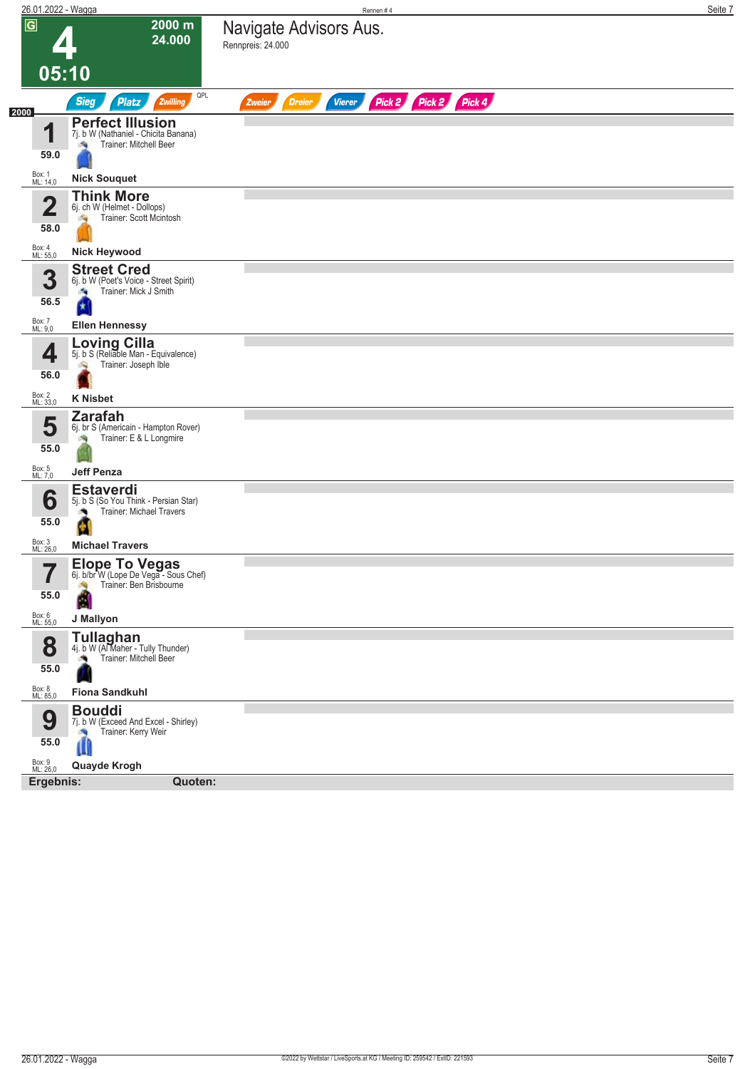# 4 — Navigate Advisors Aus.

**G** | 2000 m | 24.000 | **05:10**

Rennpreis: 24.000

Sieg | Platz | Zwilling | QPL | Zweier | Dreier | Vierer | Pick 2 | Pick 2 | Pick 4

**2000**

| Nr. | Gewicht | Pferd | Abstammung | Trainer | Reiter | Box | ML |
|---|---|---|---|---|---|---|---|
| 1 | 59.0 | **Perfect Illusion** | 7j. b W (Nathaniel - Chicita Banana) | Mitchell Beer | Nick Souquet | 1 | 14,0 |
| 2 | 58.0 | **Think More** | 6j. ch W (Helmet - Dollops) | Scott Mcintosh | Nick Heywood | 4 | 55,0 |
| 3 | 56.5 | **Street Cred** | 6j. b W (Poet's Voice - Street Spirit) | Mick J Smith | Ellen Hennessy | 7 | 9,0 |
| 4 | 56.0 | **Loving Cilla** | 5j. b S (Reliable Man - Equivalence) | Joseph Ible | K Nisbet | 2 | 33,0 |
| 5 | 55.0 | **Zarafah** | 6j. br S (Americain - Hampton Rover) | E & L Longmire | Jeff Penza | 5 | 7,0 |
| 6 | 55.0 | **Estaverdi** | 5j. b S (So You Think - Persian Star) | Michael Travers | Michael Travers | 3 | 26,0 |
| 7 | 55.0 | **Elope To Vegas** | 6j. b/br W (Lope De Vega - Sous Chef) | Ben Brisbourne | J Mallyon | 6 | 55,0 |
| 8 | 55.0 | **Tullaghan** | 4j. b W (Al Maher - Tully Thunder) | Mitchell Beer | Fiona Sandkuhl | 8 | 85,0 |
| 9 | 55.0 | **Bouddi** | 7j. b W (Exceed And Excel - Shirley) | Kerry Weir | Quayde Krogh | 9 | 26,0 |

**Ergebnis:** **Quoten:**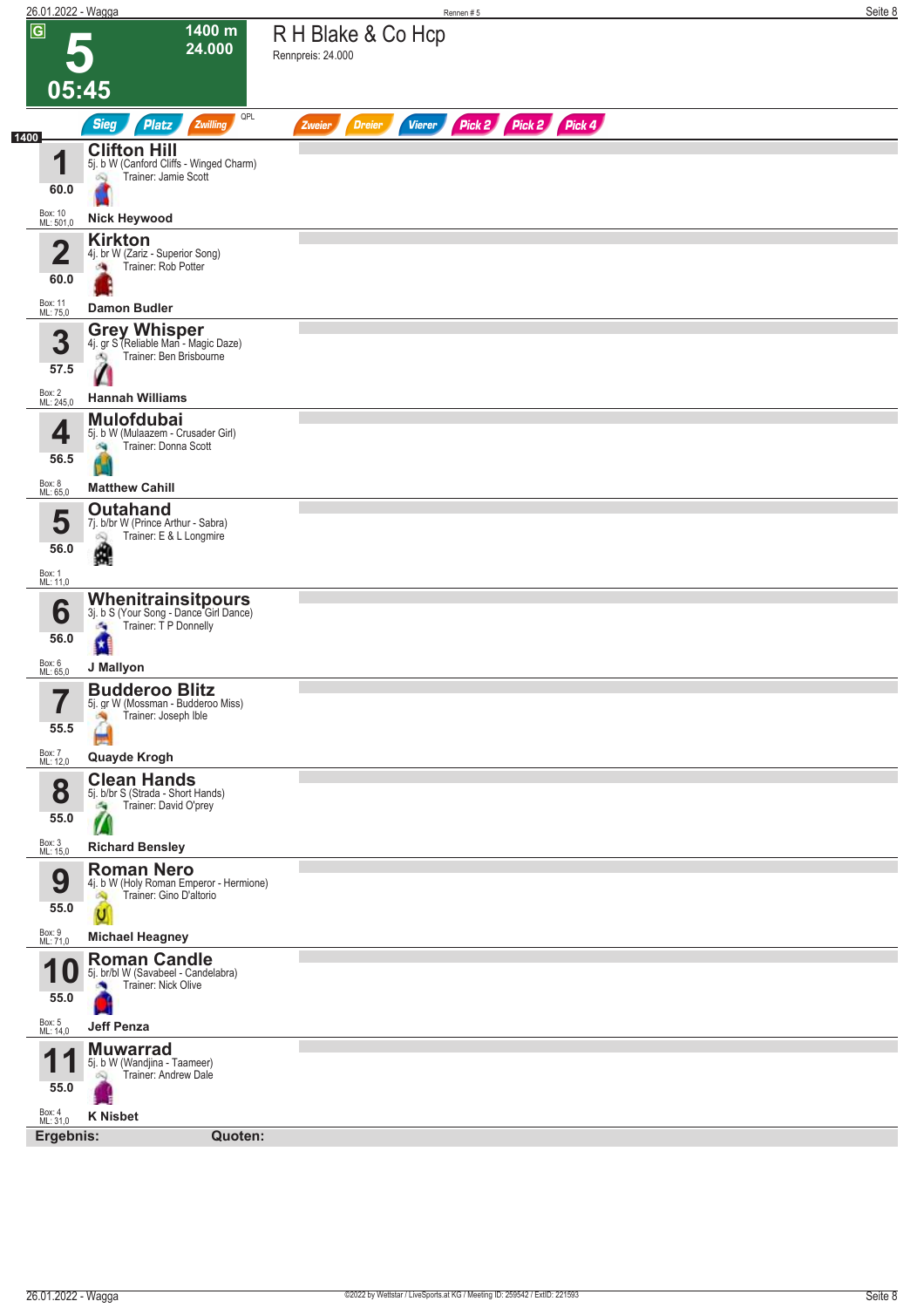# 5

**05:45**

1400 m
24.000

## R H Blake & Co Hcp

Rennpreis: 24.000

Sieg | Platz | Zwilling | QPL | Zweier | Dreier | Vierer | Pick 2 | Pick 2 | Pick 4

**1400**

| Nr. | Pferd | Gewicht | Box / ML | Jockey |
|---|---|---|---|---|
| 1 | **Clifton Hill** 5j. b W (Canford Cliffs - Winged Charm) Trainer: Jamie Scott | 60.0 | Box: 10 ML: 501,0 | Nick Heywood |
| 2 | **Kirkton** 4j. br W (Zariz - Superior Song) Trainer: Rob Potter | 60.0 | Box: 11 ML: 75,0 | Damon Budler |
| 3 | **Grey Whisper** 4j. gr S (Reliable Man - Magic Daze) Trainer: Ben Brisbourne | 57.5 | Box: 2 ML: 245,0 | Hannah Williams |
| 4 | **Mulofdubai** 5j. b W (Mulaazem - Crusader Girl) Trainer: Donna Scott | 56.5 | Box: 8 ML: 65,0 | Matthew Cahill |
| 5 | **Outahand** 7j. b/br W (Prince Arthur - Sabra) Trainer: E & L Longmire | 56.0 | Box: 1 ML: 11,0 | |
| 6 | **Whenitrainsitpours** 3j. b S (Your Song - Dance Girl Dance) Trainer: T P Donnelly | 56.0 | Box: 6 ML: 65,0 | J Mallyon |
| 7 | **Budderoo Blitz** 5j. gr W (Mossman - Budderoo Miss) Trainer: Joseph Ible | 55.5 | Box: 7 ML: 12,0 | Quayde Krogh |
| 8 | **Clean Hands** 5j. b/br S (Strada - Short Hands) Trainer: David O'prey | 55.0 | Box: 3 ML: 15,0 | Richard Bensley |
| 9 | **Roman Nero** 4j. b W (Holy Roman Emperor - Hermione) Trainer: Gino D'altorio | 55.0 | Box: 9 ML: 71,0 | Michael Heagney |
| 10 | **Roman Candle** 5j. br/bl W (Savabeel - Candelabra) Trainer: Nick Olive | 55.0 | Box: 5 ML: 14,0 | Jeff Penza |
| 11 | **Muwarrad** 5j. b W (Wandjina - Taameer) Trainer: Andrew Dale | 55.0 | Box: 4 ML: 31,0 | K Nisbet |

**Ergebnis:** **Quoten:**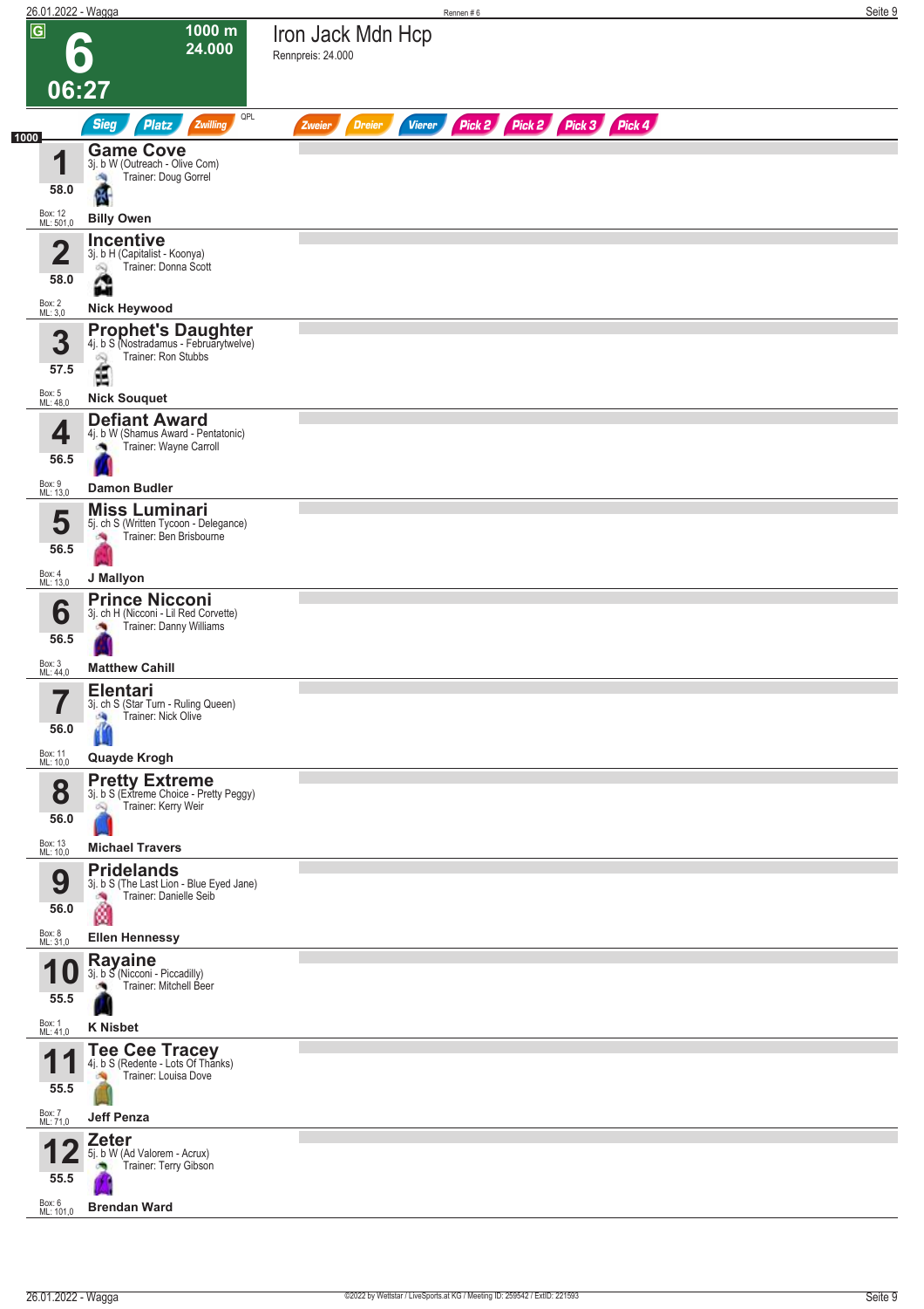# 6

**1000 m**
**24.000**
**06:27**

## Iron Jack Mdn Hcp

Rennpreis: 24.000

Sieg | Platz | Zwilling | QPL | Zweier | Dreier | Vierer | Pick 2 | Pick 2 | Pick 3 | Pick 4

1000

| Nr. | Gewicht | Pferd | Details | Trainer | Jockey | Box | ML |
|---|---|---|---|---|---|---|---|
| 1 | 58.0 | **Game Cove** | 3j. b W (Outreach - Olive Com) | Doug Gorrel | **Billy Owen** | 12 | 501,0 |
| 2 | 58.0 | **Incentive** | 3j. b H (Capitalist - Koonya) | Donna Scott | **Nick Heywood** | 2 | 3,0 |
| 3 | 57.5 | **Prophet's Daughter** | 4j. b S (Nostradamus - Februarytwelve) | Ron Stubbs | **Nick Souquet** | 5 | 48,0 |
| 4 | 56.5 | **Defiant Award** | 4j. b W (Shamus Award - Pentatonic) | Wayne Carroll | **Damon Budler** | 9 | 13,0 |
| 5 | 56.5 | **Miss Luminari** | 5j. ch S (Written Tycoon - Delegance) | Ben Brisbourne | **J Mallyon** | 4 | 13,0 |
| 6 | 56.5 | **Prince Nicconi** | 3j. ch H (Nicconi - Lil Red Corvette) | Danny Williams | **Matthew Cahill** | 3 | 44,0 |
| 7 | 56.0 | **Elentari** | 3j. ch S (Star Turn - Ruling Queen) | Nick Olive | **Quayde Krogh** | 11 | 10,0 |
| 8 | 56.0 | **Pretty Extreme** | 3j. b S (Extreme Choice - Pretty Peggy) | Kerry Weir | **Michael Travers** | 13 | 10,0 |
| 9 | 56.0 | **Pridelands** | 3j. b S (The Last Lion - Blue Eyed Jane) | Danielle Seib | **Ellen Hennessy** | 8 | 31,0 |
| 10 | 55.5 | **Rayaine** | 3j. b S (Nicconi - Piccadilly) | Mitchell Beer | **K Nisbet** | 1 | 41,0 |
| 11 | 55.5 | **Tee Cee Tracey** | 4j. b S (Redente - Lots Of Thanks) | Louisa Dove | **Jeff Penza** | 7 | 71,0 |
| 12 | 55.5 | **Zeter** | 5j. b W (Ad Valorem - Acrux) | Terry Gibson | **Brendan Ward** | 6 | 101,0 |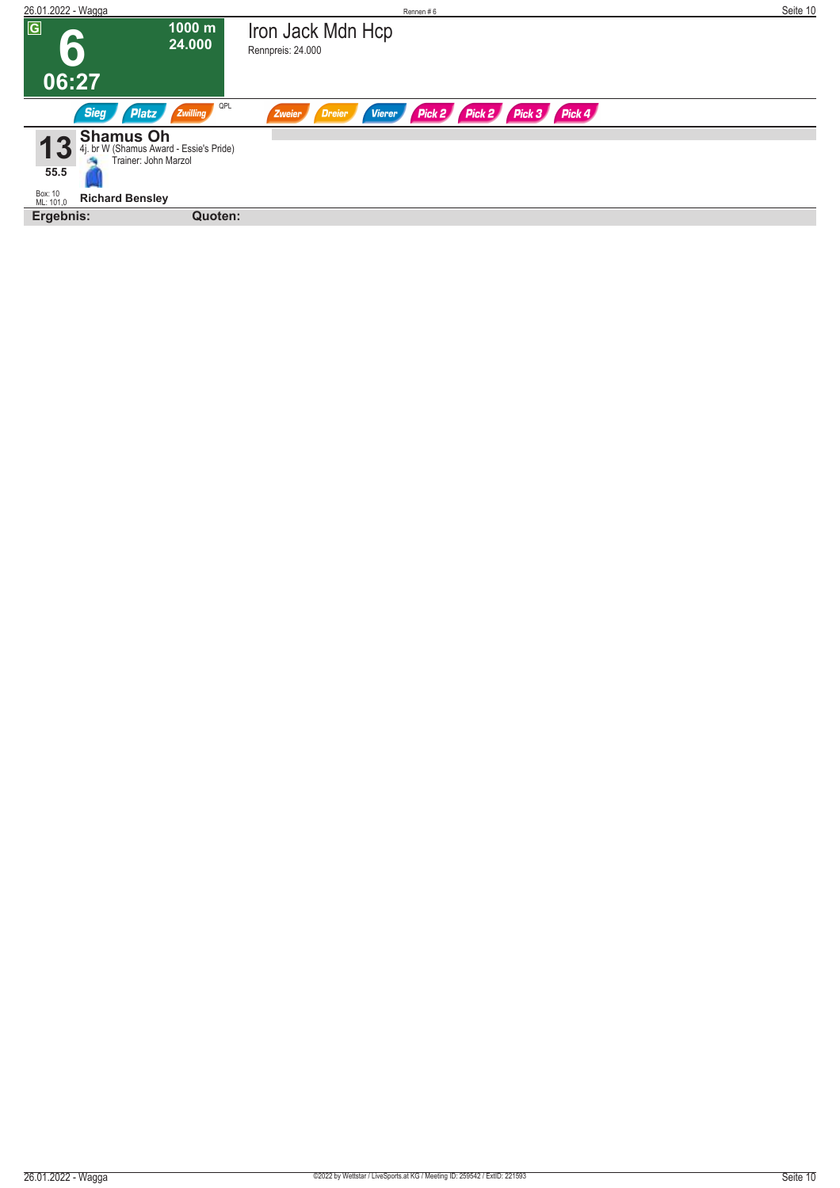G

# 6

**1000 m**
**24.000**

**06:27**

## Iron Jack Mdn Hcp

Rennpreis: 24.000

Sieg | Platz | Zwilling | QPL | Zweier | Dreier | Vierer | Pick 2 | Pick 2 | Pick 3 | Pick 4

**13** **Shamus Oh**
4j. br W (Shamus Award - Essie's Pride)
Trainer: John Marzol

55.5

Box: 10
ML: 101,0

**Richard Bensley**

**Ergebnis:** **Quoten:**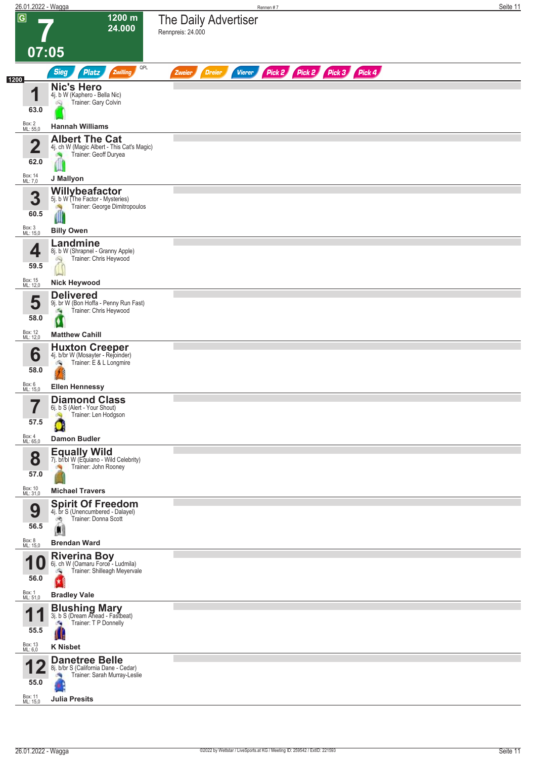# 7

**1200 m**
**24.000**

**07:05**

## The Daily Advertiser

Rennpreis: 24.000

Sieg | Platz | Zwilling | QPL | Zweier | Dreier | Vierer | Pick 2 | Pick 2 | Pick 3 | Pick 4

1200

| Nr. | Pferd | Details | Trainer | Jockey | Gewicht | Box | ML |
|---|---|---|---|---|---|---|---|
| 1 | **Nic's Hero** | 4j. b W (Kaphero - Bella Nic) | Gary Colvin | Hannah Williams | 63.0 | 2 | 55,0 |
| 2 | **Albert The Cat** | 4j. ch W (Magic Albert - This Cat's Magic) | Geoff Duryea | J Mallyon | 62.0 | 14 | 7,0 |
| 3 | **Willybeafactor** | 5j. b W (The Factor - Mysteries) | George Dimitropoulos | Billy Owen | 60.5 | 3 | 15,0 |
| 4 | **Landmine** | 8j. b W (Shrapnel - Granny Apple) | Chris Heywood | Nick Heywood | 59.5 | 15 | 12,0 |
| 5 | **Delivered** | 9j. br W (Bon Hoffa - Penny Run Fast) | Chris Heywood | Matthew Cahill | 58.0 | 12 | 12,0 |
| 6 | **Huxton Creeper** | 4j. b/br W (Mosayter - Rejoinder) | E & L Longmire | Ellen Hennessy | 58.0 | 6 | 15,0 |
| 7 | **Diamond Class** | 6j. b S (Alert - Your Shout) | Len Hodgson | Damon Budler | 57.5 | 4 | 65,0 |
| 8 | **Equally Wild** | 7j. br/bl W (Equiano - Wild Celebrity) | John Rooney | Michael Travers | 57.0 | 10 | 31,0 |
| 9 | **Spirit Of Freedom** | 4j. br S (Unencumbered - Dalayel) | Donna Scott | Brendan Ward | 56.5 | 8 | 15,0 |
| 10 | **Riverina Boy** | 6j. ch W (Oamaru Force - Ludmila) | Shilleagh Meyervale | Bradley Vale | 56.0 | 1 | 51,0 |
| 11 | **Blushing Mary** | 3j. b S (Dream Ahead - Fastbeat) | T P Donnelly | K Nisbet | 55.5 | 13 | 6,0 |
| 12 | **Danetree Belle** | 8j. b/br S (California Dane - Cedar) | Sarah Murray-Leslie | Julia Presits | 55.0 | 11 | 15,0 |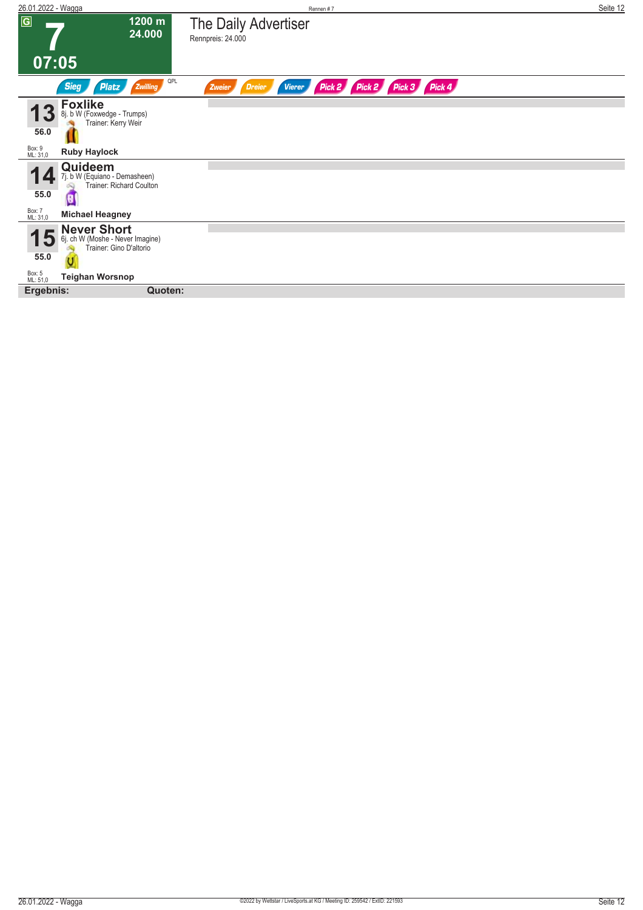# 7

**G**

**1200 m**
**24.000**

**07:05**

## The Daily Advertiser

Rennpreis: 24.000

Sieg | Platz | Zwilling | QPL | Zweier | Dreier | Vierer | Pick 2 | Pick 2 | Pick 3 | Pick 4

---

**13** — **Foxlike**
8j. b W (Foxwedge - Trumps)
Trainer: Kerry Weir
56.0
Box: 9
ML: 31,0
**Ruby Haylock**

---

**14** — **Quideem**
7j. b W (Equiano - Demasheen)
Trainer: Richard Coulton
55.0
Box: 7
ML: 31,0
**Michael Heagney**

---

**15** — **Never Short**
6j. ch W (Moshe - Never Imagine)
Trainer: Gino D'altorio
55.0
Box: 5
ML: 51,0
**Teighan Worsnop**

---

**Ergebnis:** **Quoten:**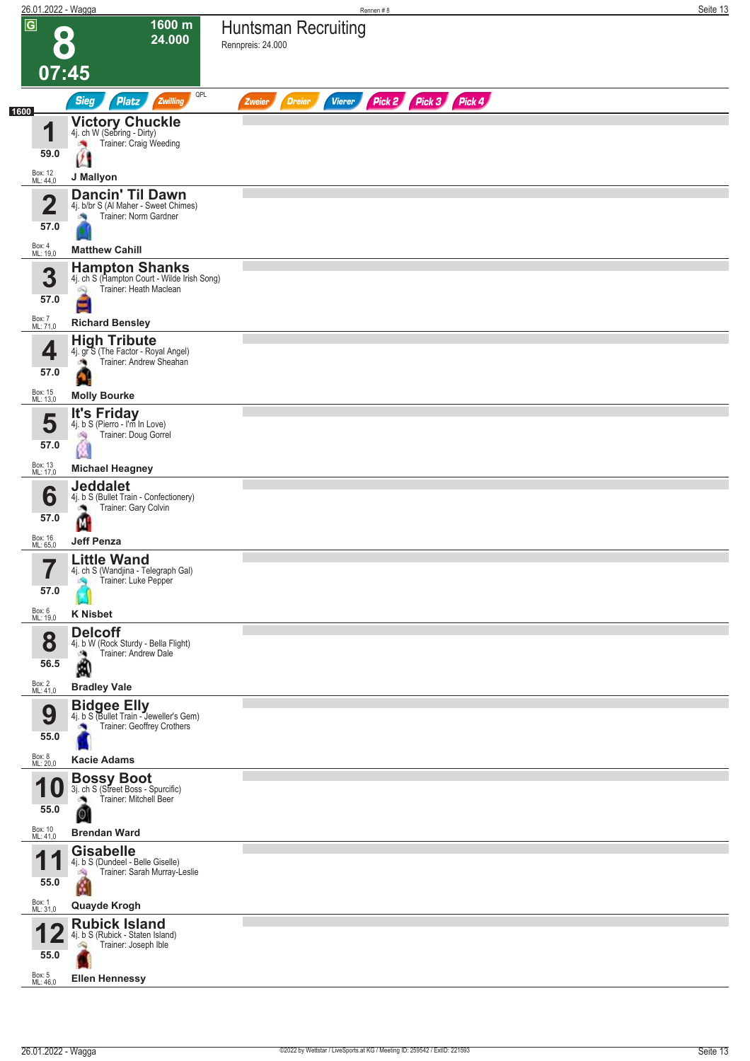# 8

**1600 m**
**24.000**

**07:45**

## Huntsman Recruiting

Rennpreis: 24.000

Sieg | Platz | Zwilling | QPL | Zweier | Dreier | Vierer | Pick 2 | Pick 3 | Pick 4

1600

| Nr. | Pferd | Gewicht | Box | ML | Jockey |
|---|---|---|---|---|---|
| 1 | **Victory Chuckle** 4j. ch W (Sebring - Dirty) Trainer: Craig Weeding | 59.0 | 12 | 44,0 | J Mallyon |
| 2 | **Dancin' Til Dawn** 4j. b/br S (Al Maher - Sweet Chimes) Trainer: Norm Gardner | 57.0 | 4 | 19,0 | Matthew Cahill |
| 3 | **Hampton Shanks** 4j. ch S (Hampton Court - Wilde Irish Song) Trainer: Heath Maclean | 57.0 | 7 | 71,0 | Richard Bensley |
| 4 | **High Tribute** 4j. gr S (The Factor - Royal Angel) Trainer: Andrew Sheahan | 57.0 | 15 | 13,0 | Molly Bourke |
| 5 | **It's Friday** 4j. b S (Pierro - I'm In Love) Trainer: Doug Gorrel | 57.0 | 13 | 17,0 | Michael Heagney |
| 6 | **Jeddalet** 4j. b S (Bullet Train - Confectionery) Trainer: Gary Colvin | 57.0 | 16 | 65,0 | Jeff Penza |
| 7 | **Little Wand** 4j. ch S (Wandjina - Telegraph Gal) Trainer: Luke Pepper | 57.0 | 6 | 19,0 | K Nisbet |
| 8 | **Delcoff** 4j. b W (Rock Sturdy - Bella Flight) Trainer: Andrew Dale | 56.5 | 2 | 41,0 | Bradley Vale |
| 9 | **Bidgee Elly** 4j. b S (Bullet Train - Jeweller's Gem) Trainer: Geoffrey Crothers | 55.0 | 8 | 20,0 | Kacie Adams |
| 10 | **Bossy Boot** 3j. ch S (Street Boss - Spurcific) Trainer: Mitchell Beer | 55.0 | 10 | 41,0 | Brendan Ward |
| 11 | **Gisabelle** 4j. b S (Dundeel - Belle Giselle) Trainer: Sarah Murray-Leslie | 55.0 | 1 | 31,0 | Quayde Krogh |
| 12 | **Rubick Island** 4j. b S (Rubick - Staten Island) Trainer: Joseph Ible | 55.0 | 5 | 46,0 | Ellen Hennessy |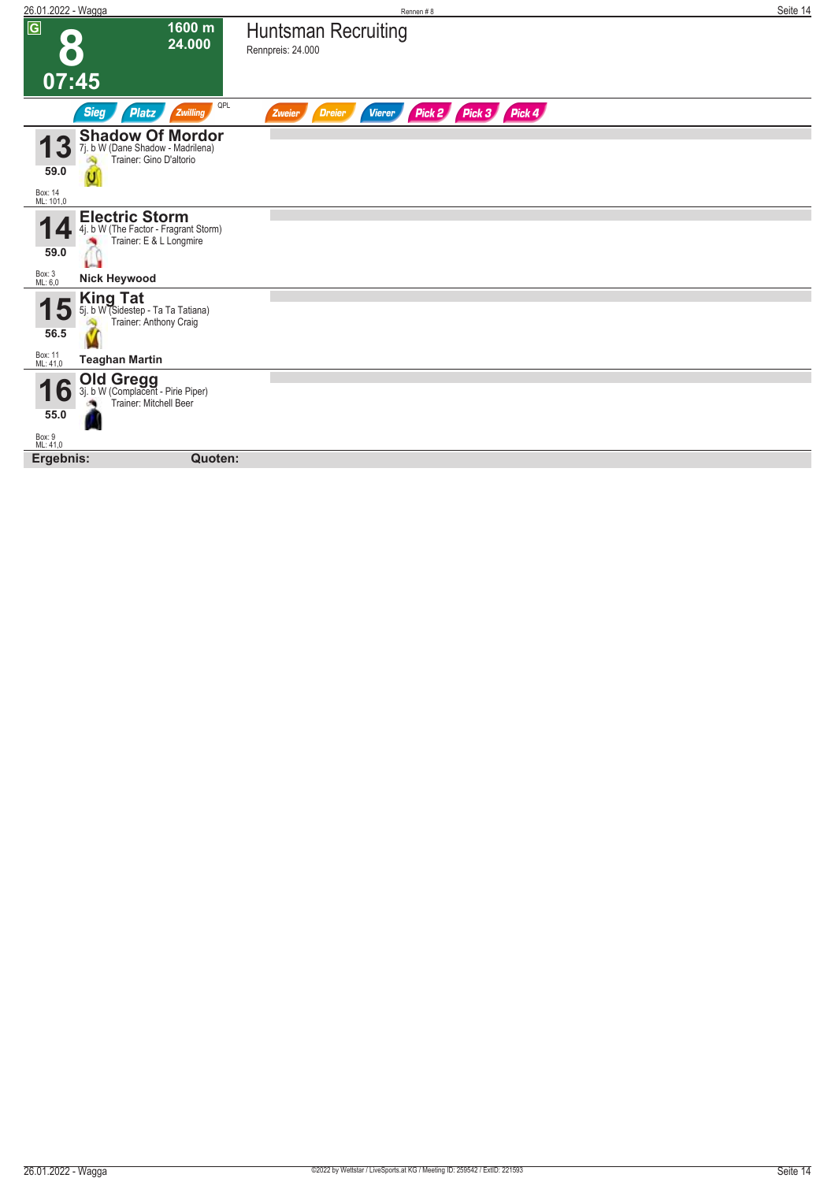G

# 8

1600 m
24.000

07:45

## Huntsman Recruiting

Rennpreis: 24.000

Sieg Platz Zwilling QPL Zweier Dreier Vierer Pick 2 Pick 3 Pick 4

**13** **Shadow Of Mordor**
7j. b W (Dane Shadow - Madrilena)
Trainer: Gino D'altorio
59.0
Box: 14
ML: 101,0

**14** **Electric Storm**
4j. b W (The Factor - Fragrant Storm)
Trainer: E & L Longmire
59.0
Box: 3
ML: 6,0
**Nick Heywood**

**15** **King Tat**
5j. b W (Sidestep - Ta Ta Tatiana)
Trainer: Anthony Craig
56.5
Box: 11
ML: 41,0
**Teaghan Martin**

**16** **Old Gregg**
3j. b W (Complacent - Pirie Piper)
Trainer: Mitchell Beer
55.0
Box: 9
ML: 41,0

**Ergebnis:** **Quoten:**